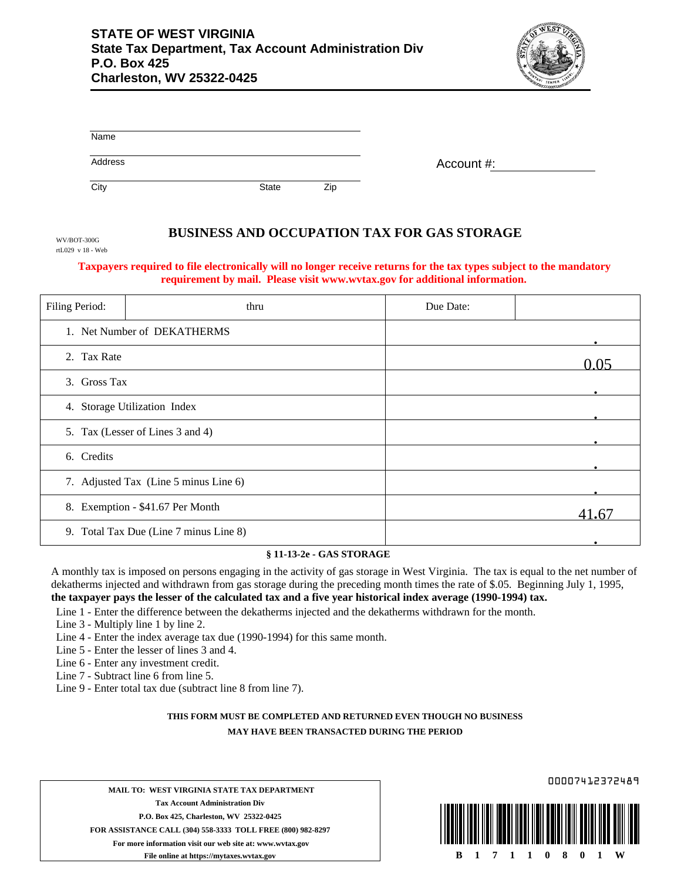**STATE OF WEST VIRGINIA**
**State Tax Department, Tax Account Administration Div**
**P.O. Box 425**
**Charleston, WV 25322-0425**

Name

Address

City State Zip

Account #:

WV/BOT-300G
rtL029 v 18 - Web

# BUSINESS AND OCCUPATION TAX FOR GAS STORAGE

**Taxpayers required to file electronically will no longer receive returns for the tax types subject to the mandatory requirement by mail. Please visit www.wvtax.gov for additional information.**

| Filing Period: | thru | Due Date: | |
|---|---|---|---|
| 1. Net Number of DEKATHERMS | | | . |
| 2. Tax Rate | | | 0.05 |
| 3. Gross Tax | | | . |
| 4. Storage Utilization Index | | | . |
| 5. Tax (Lesser of Lines 3 and 4) | | | . |
| 6. Credits | | | . |
| 7. Adjusted Tax (Line 5 minus Line 6) | | | . |
| 8. Exemption - $41.67 Per Month | | | 41.67 |
| 9. Total Tax Due (Line 7 minus Line 8) | | | . |

**§ 11-13-2e - GAS STORAGE**

A monthly tax is imposed on persons engaging in the activity of gas storage in West Virginia. The tax is equal to the net number of dekatherms injected and withdrawn from gas storage during the preceding month times the rate of $.05. Beginning July 1, 1995, **the taxpayer pays the lesser of the calculated tax and a five year historical index average (1990-1994) tax.**

Line 1 - Enter the difference between the dekatherms injected and the dekatherms withdrawn for the month.
Line 3 - Multiply line 1 by line 2.
Line 4 - Enter the index average tax due (1990-1994) for this same month.
Line 5 - Enter the lesser of lines 3 and 4.
Line 6 - Enter any investment credit.
Line 7 - Subtract line 6 from line 5.
Line 9 - Enter total tax due (subtract line 8 from line 7).

**THIS FORM MUST BE COMPLETED AND RETURNED EVEN THOUGH NO BUSINESS MAY HAVE BEEN TRANSACTED DURING THE PERIOD**

**MAIL TO: WEST VIRGINIA STATE TAX DEPARTMENT**
**Tax Account Administration Div**
**P.O. Box 425, Charleston, WV 25322-0425**
**FOR ASSISTANCE CALL (304) 558-3333 TOLL FREE (800) 982-8297**
**For more information visit our web site at: www.wvtax.gov**
**File online at https://mytaxes.wvtax.gov**

00007412372489

B 1 7 1 1 0 8 0 1 W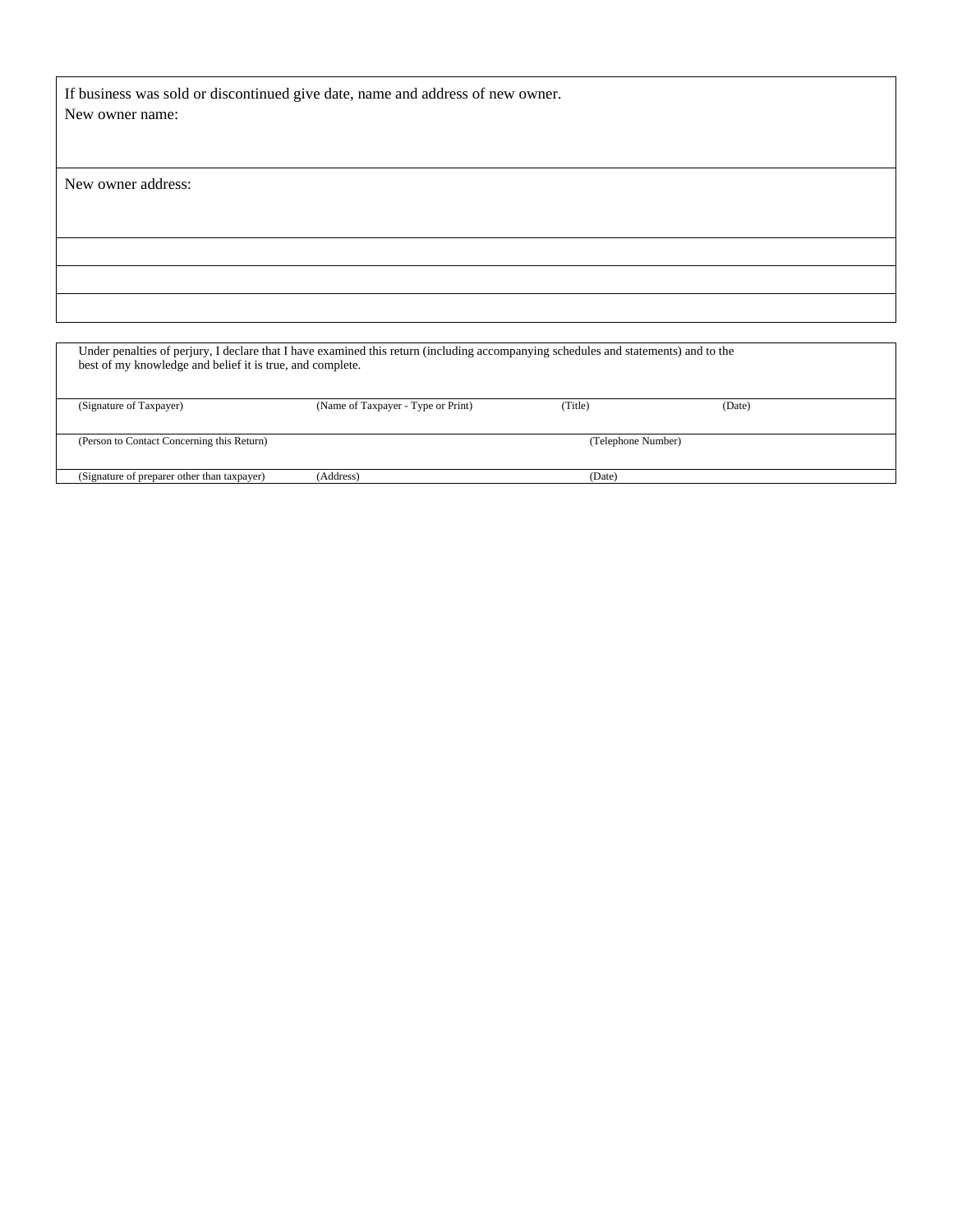If business was sold or discontinued give date, name and address of new owner.

New owner name:

New owner address:

Under penalties of perjury, I declare that I have examined this return (including accompanying schedules and statements) and to the best of my knowledge and belief it is true, and complete.

| | | | |
|---|---|---|---|
| (Signature of Taxpayer) | (Name of Taxpayer - Type or Print) | (Title) | (Date) |
| (Person to Contact Concerning this Return) | | (Telephone Number) | |
| (Signature of preparer other than taxpayer) | (Address) | (Date) | |